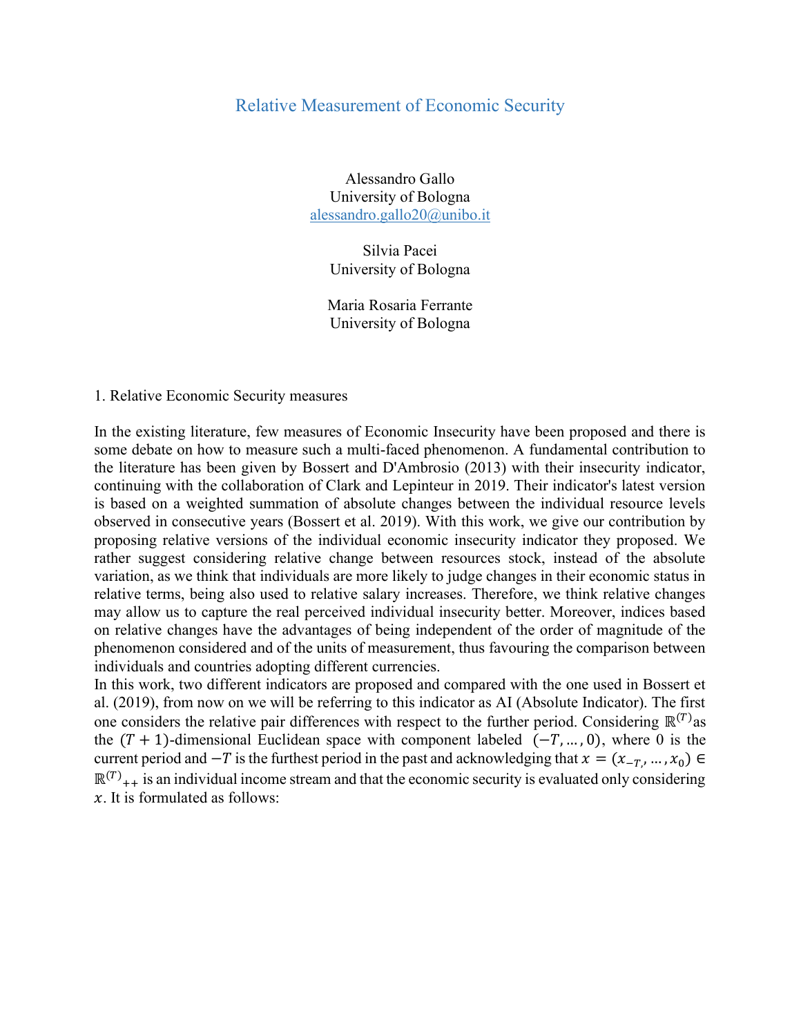# Relative Measurement of Economic Security

Alessandro Gallo
University of Bologna
alessandro.gallo20@unibo.it

Silvia Pacei
University of Bologna

Maria Rosaria Ferrante
University of Bologna

## 1. Relative Economic Security measures

In the existing literature, few measures of Economic Insecurity have been proposed and there is some debate on how to measure such a multi-faced phenomenon. A fundamental contribution to the literature has been given by Bossert and D'Ambrosio (2013) with their insecurity indicator, continuing with the collaboration of Clark and Lepinteur in 2019. Their indicator's latest version is based on a weighted summation of absolute changes between the individual resource levels observed in consecutive years (Bossert et al. 2019). With this work, we give our contribution by proposing relative versions of the individual economic insecurity indicator they proposed. We rather suggest considering relative change between resources stock, instead of the absolute variation, as we think that individuals are more likely to judge changes in their economic status in relative terms, being also used to relative salary increases. Therefore, we think relative changes may allow us to capture the real perceived individual insecurity better. Moreover, indices based on relative changes have the advantages of being independent of the order of magnitude of the phenomenon considered and of the units of measurement, thus favouring the comparison between individuals and countries adopting different currencies.

In this work, two different indicators are proposed and compared with the one used in Bossert et al. (2019), from now on we will be referring to this indicator as AI (Absolute Indicator). The first one considers the relative pair differences with respect to the further period. Considering $\mathbb{R}^{(T)}$as the $(T+1)$-dimensional Euclidean space with component labeled $(-T, \dots, 0)$, where 0 is the current period and $-T$ is the furthest period in the past and acknowledging that $x = (x_{-T}, \dots, x_0) \in \mathbb{R}^{(T)}{}_{++}$ is an individual income stream and that the economic security is evaluated only considering $x$. It is formulated as follows: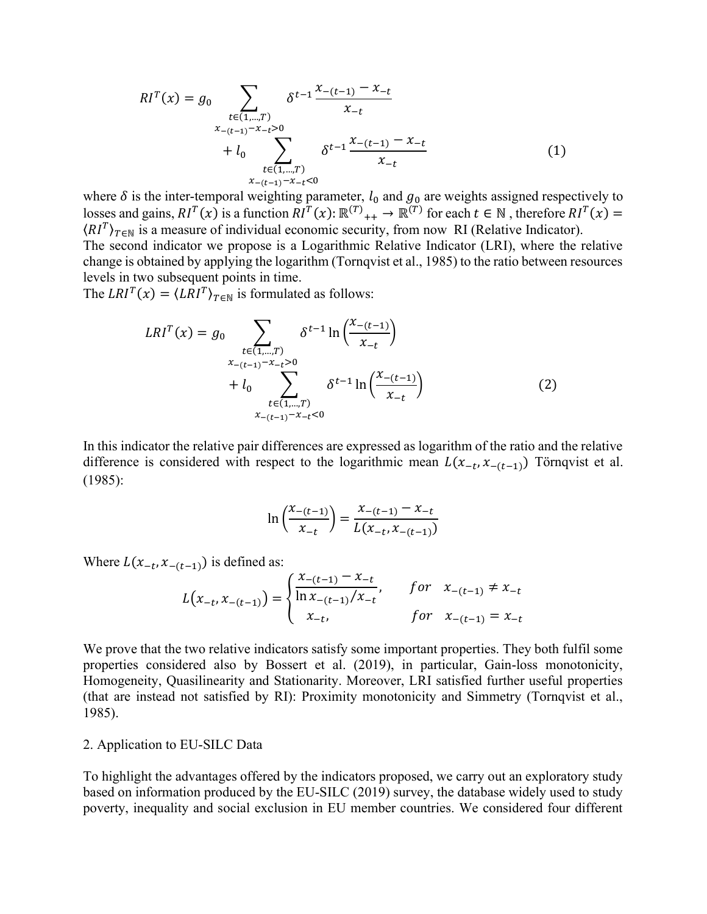$$RI^T(x) = g_0 \sum_{\substack{t\in(1,\dots,T) \\ x_{-(t-1)}-x_{-t}>0}} \delta^{t-1} \frac{x_{-(t-1)} - x_{-t}}{x_{-t}} + l_0 \sum_{\substack{t\in(1,\dots,T) \\ x_{-(t-1)}-x_{-t}<0}} \delta^{t-1} \frac{x_{-(t-1)} - x_{-t}}{x_{-t}} \tag{1}$$

where $\delta$ is the inter-temporal weighting parameter, $l_0$ and $g_0$ are weights assigned respectively to losses and gains, $RI^T(x)$ is a function $RI^T(x)$: $\mathbb{R}^{(T)}{}_{++} \rightarrow \mathbb{R}^{(T)}$ for each $t \in \mathbb{N}$ , therefore $RI^T(x) = \langle RI^T \rangle_{T\in\mathbb{N}}$ is a measure of individual economic security, from now RI (Relative Indicator).

The second indicator we propose is a Logarithmic Relative Indicator (LRI), where the relative change is obtained by applying the logarithm (Tornqvist et al., 1985) to the ratio between resources levels in two subsequent points in time.

The $LRI^T(x) = \langle LRI^T \rangle_{T\in\mathbb{N}}$ is formulated as follows:

$$LRI^T(x) = g_0 \sum_{\substack{t\in(1,\dots,T) \\ x_{-(t-1)}-x_{-t}>0}} \delta^{t-1} \ln\left(\frac{x_{-(t-1)}}{x_{-t}}\right) + l_0 \sum_{\substack{t\in(1,\dots,T) \\ x_{-(t-1)}-x_{-t}<0}} \delta^{t-1} \ln\left(\frac{x_{-(t-1)}}{x_{-t}}\right) \tag{2}$$

In this indicator the relative pair differences are expressed as logarithm of the ratio and the relative difference is considered with respect to the logarithmic mean $L(x_{-t}, x_{-(t-1)})$ Törnqvist et al. (1985):

$$\ln\left(\frac{x_{-(t-1)}}{x_{-t}}\right) = \frac{x_{-(t-1)} - x_{-t}}{L(x_{-t}, x_{-(t-1)})}$$

Where $L(x_{-t}, x_{-(t-1)})$ is defined as:

$$L(x_{-t}, x_{-(t-1)}) = \begin{cases} \dfrac{x_{-(t-1)} - x_{-t}}{\ln x_{-(t-1)}/x_{-t}}, & for \quad x_{-(t-1)} \neq x_{-t} \\ x_{-t}, & for \quad x_{-(t-1)} = x_{-t} \end{cases}$$

We prove that the two relative indicators satisfy some important properties. They both fulfil some properties considered also by Bossert et al. (2019), in particular, Gain-loss monotonicity, Homogeneity, Quasilinearity and Stationarity. Moreover, LRI satisfied further useful properties (that are instead not satisfied by RI): Proximity monotonicity and Simmetry (Tornqvist et al., 1985).

## 2. Application to EU-SILC Data

To highlight the advantages offered by the indicators proposed, we carry out an exploratory study based on information produced by the EU-SILC (2019) survey, the database widely used to study poverty, inequality and social exclusion in EU member countries. We considered four different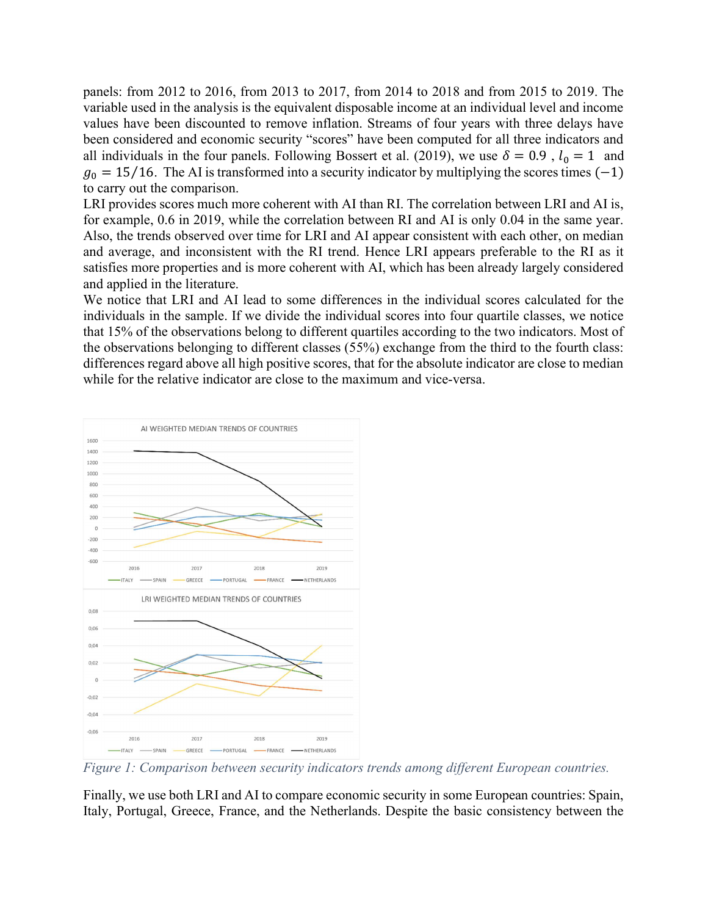panels: from 2012 to 2016, from 2013 to 2017, from 2014 to 2018 and from 2015 to 2019. The variable used in the analysis is the equivalent disposable income at an individual level and income values have been discounted to remove inflation. Streams of four years with three delays have been considered and economic security "scores" have been computed for all three indicators and all individuals in the four panels. Following Bossert et al. (2019), we use $\delta = 0.9$ , $l_0 = 1$ and $g_0 = 15/16$. The AI is transformed into a security indicator by multiplying the scores times $(-1)$ to carry out the comparison.

LRI provides scores much more coherent with AI than RI. The correlation between LRI and AI is, for example, 0.6 in 2019, while the correlation between RI and AI is only 0.04 in the same year. Also, the trends observed over time for LRI and AI appear consistent with each other, on median and average, and inconsistent with the RI trend. Hence LRI appears preferable to the RI as it satisfies more properties and is more coherent with AI, which has been already largely considered and applied in the literature.

We notice that LRI and AI lead to some differences in the individual scores calculated for the individuals in the sample. If we divide the individual scores into four quartile classes, we notice that 15% of the observations belong to different quartiles according to the two indicators. Most of the observations belonging to different classes (55%) exchange from the third to the fourth class: differences regard above all high positive scores, that for the absolute indicator are close to median while for the relative indicator are close to the maximum and vice-versa.

*Figure 1: Comparison between security indicators trends among different European countries.*

Finally, we use both LRI and AI to compare economic security in some European countries: Spain, Italy, Portugal, Greece, France, and the Netherlands. Despite the basic consistency between the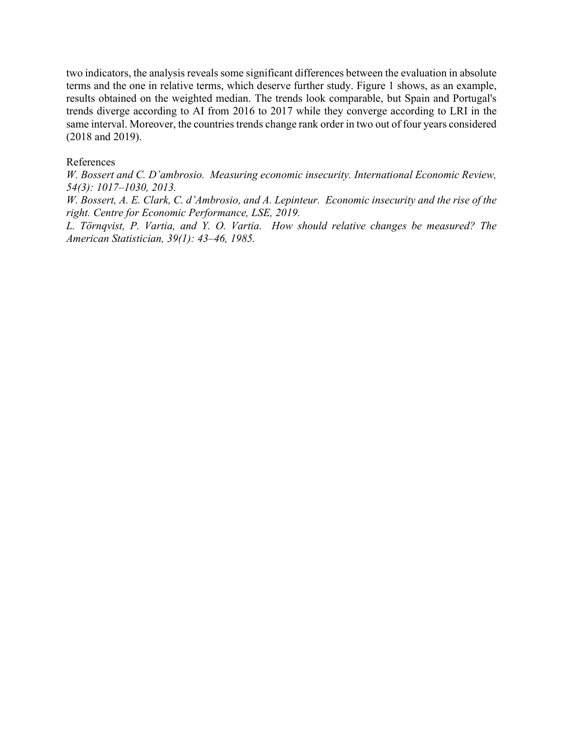two indicators, the analysis reveals some significant differences between the evaluation in absolute terms and the one in relative terms, which deserve further study. Figure 1 shows, as an example, results obtained on the weighted median. The trends look comparable, but Spain and Portugal's trends diverge according to AI from 2016 to 2017 while they converge according to LRI in the same interval. Moreover, the countries trends change rank order in two out of four years considered (2018 and 2019).

References

*W. Bossert and C. D'ambrosio. Measuring economic insecurity. International Economic Review, 54(3): 1017–1030, 2013.*

*W. Bossert, A. E. Clark, C. d'Ambrosio, and A. Lepinteur. Economic insecurity and the rise of the right. Centre for Economic Performance, LSE, 2019.*

*L. Törnqvist, P. Vartia, and Y. O. Vartia. How should relative changes be measured? The American Statistician, 39(1): 43–46, 1985.*